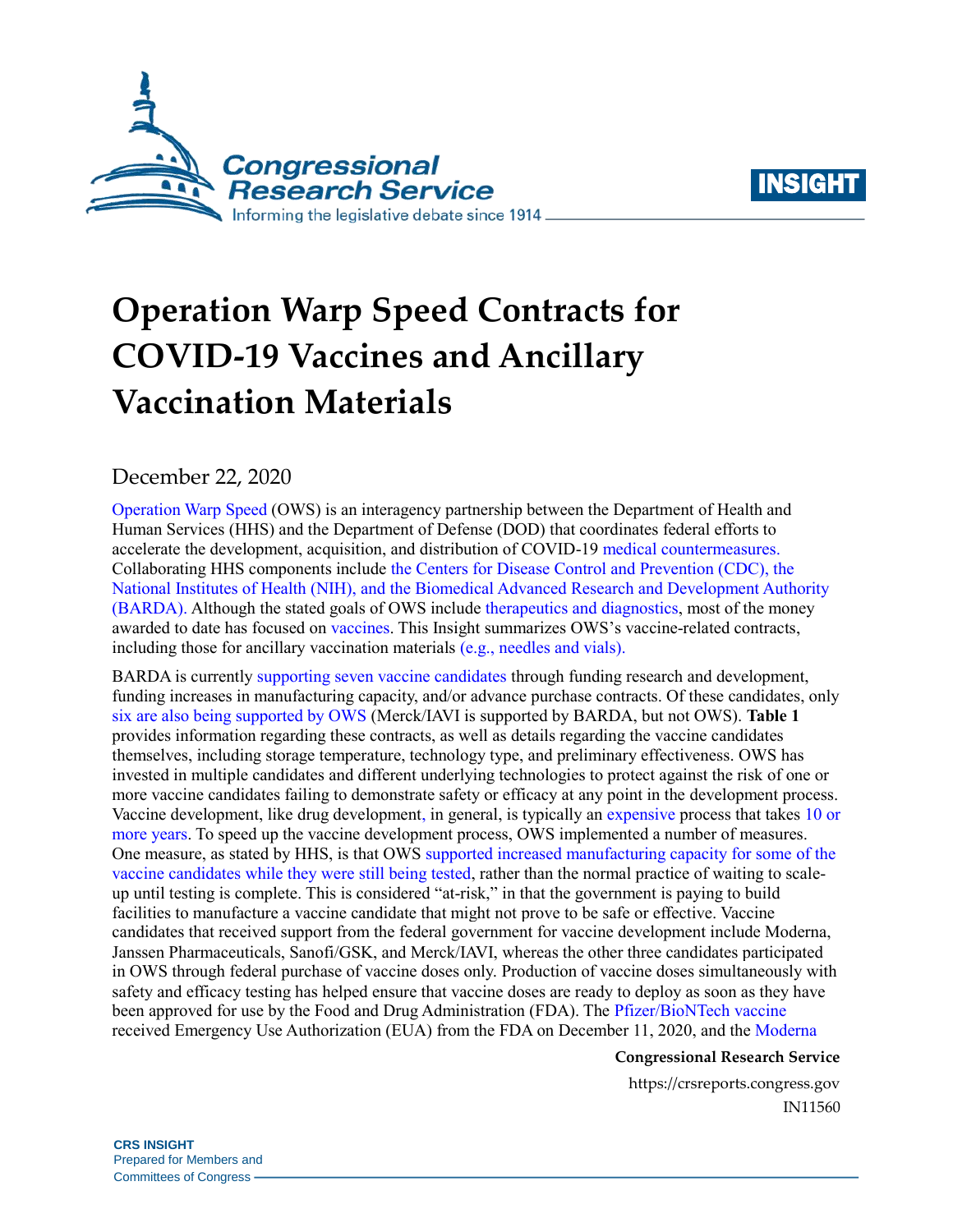# Operation Warp Speed Contracts for COVID-19 Vaccines and Ancillary Vaccination Materials

December 22, 2020

Operation Warp Speed (OWS) is an interagency partnership between the Department of Health and Human Services (HHS) and the Department of Defense (DOD) that coordinates federal efforts to accelerate the development, acquisition, and distribution of COVID-19 medical countermeasures. Collaborating HHS components include the Centers for Disease Control and Prevention (CDC), the National Institutes of Health (NIH), and the Biomedical Advanced Research and Development Authority (BARDA). Although the stated goals of OWS include therapeutics and diagnostics, most of the money awarded to date has focused on vaccines. This Insight summarizes OWS's vaccine-related contracts, including those for ancillary vaccination materials (e.g., needles and vials).

BARDA is currently supporting seven vaccine candidates through funding research and development, funding increases in manufacturing capacity, and/or advance purchase contracts. Of these candidates, only six are also being supported by OWS (Merck/IAVI is supported by BARDA, but not OWS). **Table 1** provides information regarding these contracts, as well as details regarding the vaccine candidates themselves, including storage temperature, technology type, and preliminary effectiveness. OWS has invested in multiple candidates and different underlying technologies to protect against the risk of one or more vaccine candidates failing to demonstrate safety or efficacy at any point in the development process. Vaccine development, like drug development, in general, is typically an expensive process that takes 10 or more years. To speed up the vaccine development process, OWS implemented a number of measures. One measure, as stated by HHS, is that OWS supported increased manufacturing capacity for some of the vaccine candidates while they were still being tested, rather than the normal practice of waiting to scale-up until testing is complete. This is considered "at-risk," in that the government is paying to build facilities to manufacture a vaccine candidate that might not prove to be safe or effective. Vaccine candidates that received support from the federal government for vaccine development include Moderna, Janssen Pharmaceuticals, Sanofi/GSK, and Merck/IAVI, whereas the other three candidates participated in OWS through federal purchase of vaccine doses only. Production of vaccine doses simultaneously with safety and efficacy testing has helped ensure that vaccine doses are ready to deploy as soon as they have been approved for use by the Food and Drug Administration (FDA). The Pfizer/BioNTech vaccine received Emergency Use Authorization (EUA) from the FDA on December 11, 2020, and the Moderna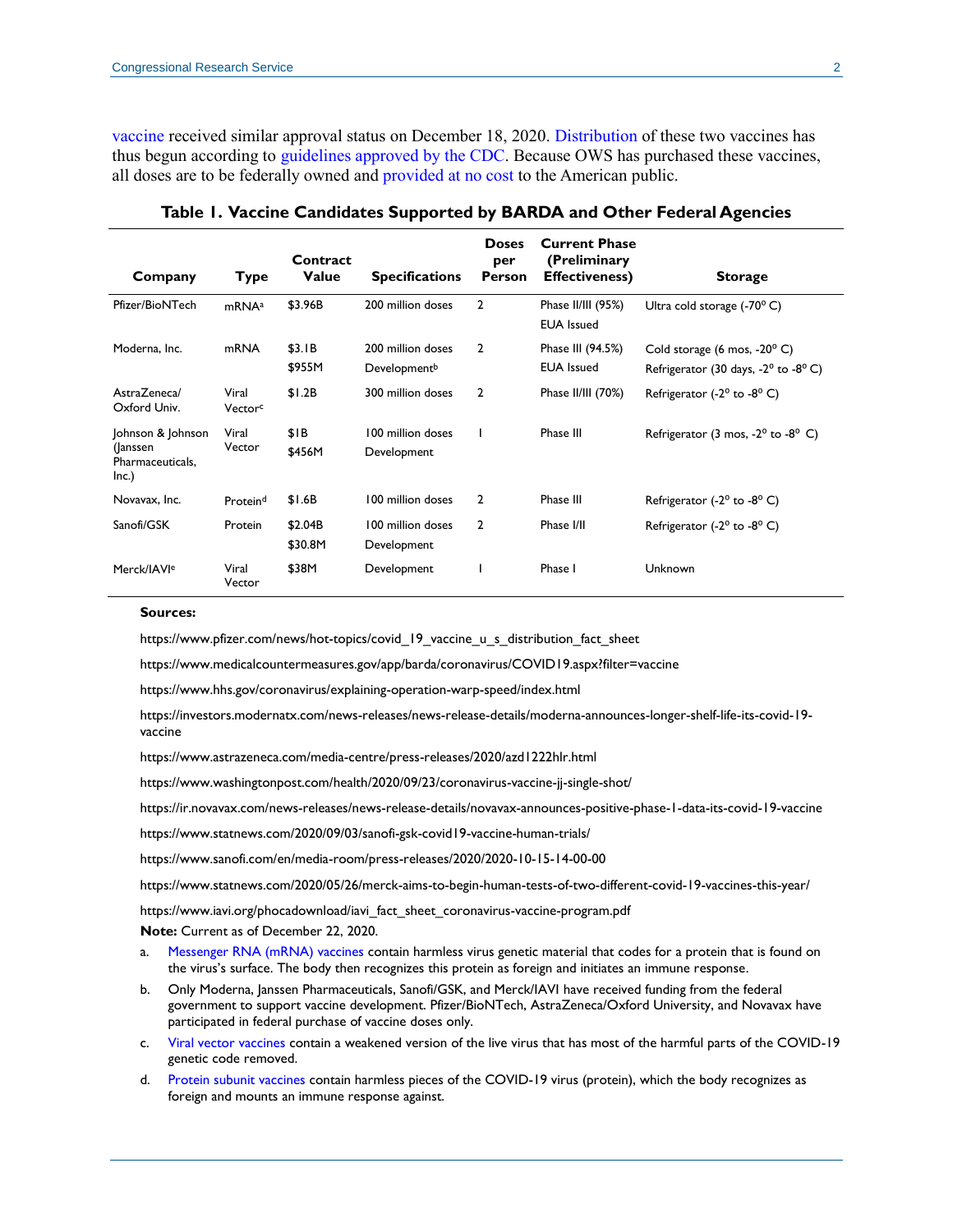vaccine received similar approval status on December 18, 2020. Distribution of these two vaccines has thus begun according to guidelines approved by the CDC. Because OWS has purchased these vaccines, all doses are to be federally owned and provided at no cost to the American public.

**Table 1. Vaccine Candidates Supported by BARDA and Other Federal Agencies**

| Company | Type | Contract Value | Specifications | Doses per Person | Current Phase (Preliminary Effectiveness) | Storage |
|---|---|---|---|---|---|---|
| Pfizer/BioNTech | mRNA[a] | \$3.96B | 200 million doses | 2 | Phase II/III (95%) EUA Issued | Ultra cold storage (-70° C) |
| Moderna, Inc. | mRNA | \$3.1B \$955M | 200 million doses Development[b] | 2 | Phase III (94.5%) EUA Issued | Cold storage (6 mos, -20° C) Refrigerator (30 days, -2° to -8° C) |
| AstraZeneca/ Oxford Univ. | Viral Vector[c] | \$1.2B | 300 million doses | 2 | Phase II/III (70%) | Refrigerator (-2° to -8° C) |
| Johnson & Johnson (Janssen Pharmaceuticals, Inc.) | Viral Vector | \$1B \$456M | 100 million doses Development | 1 | Phase III | Refrigerator (3 mos, -2° to -8° C) |
| Novavax, Inc. | Protein[d] | \$1.6B | 100 million doses | 2 | Phase III | Refrigerator (-2° to -8° C) |
| Sanofi/GSK | Protein | \$2.04B \$30.8M | 100 million doses Development | 2 | Phase I/II | Refrigerator (-2° to -8° C) |
| Merck/IAVI[e] | Viral Vector | \$38M | Development | 1 | Phase I | Unknown |

**Sources:**

https://www.pfizer.com/news/hot-topics/covid_19_vaccine_u_s_distribution_fact_sheet

https://www.medicalcountermeasures.gov/app/barda/coronavirus/COVID19.aspx?filter=vaccine

https://www.hhs.gov/coronavirus/explaining-operation-warp-speed/index.html

https://investors.modernatx.com/news-releases/news-release-details/moderna-announces-longer-shelf-life-its-covid-19-vaccine

https://www.astrazeneca.com/media-centre/press-releases/2020/azd1222hlr.html

https://www.washingtonpost.com/health/2020/09/23/coronavirus-vaccine-jj-single-shot/

https://ir.novavax.com/news-releases/news-release-details/novavax-announces-positive-phase-1-data-its-covid-19-vaccine

https://www.statnews.com/2020/09/03/sanofi-gsk-covid19-vaccine-human-trials/

https://www.sanofi.com/en/media-room/press-releases/2020/2020-10-15-14-00-00

https://www.statnews.com/2020/05/26/merck-aims-to-begin-human-tests-of-two-different-covid-19-vaccines-this-year/

https://www.iavi.org/phocadownload/iavi_fact_sheet_coronavirus-vaccine-program.pdf

**Note:** Current as of December 22, 2020.

a. Messenger RNA (mRNA) vaccines contain harmless virus genetic material that codes for a protein that is found on the virus's surface. The body then recognizes this protein as foreign and initiates an immune response.

b. Only Moderna, Janssen Pharmaceuticals, Sanofi/GSK, and Merck/IAVI have received funding from the federal government to support vaccine development. Pfizer/BioNTech, AstraZeneca/Oxford University, and Novavax have participated in federal purchase of vaccine doses only.

c. Viral vector vaccines contain a weakened version of the live virus that has most of the harmful parts of the COVID-19 genetic code removed.

d. Protein subunit vaccines contain harmless pieces of the COVID-19 virus (protein), which the body recognizes as foreign and mounts an immune response against.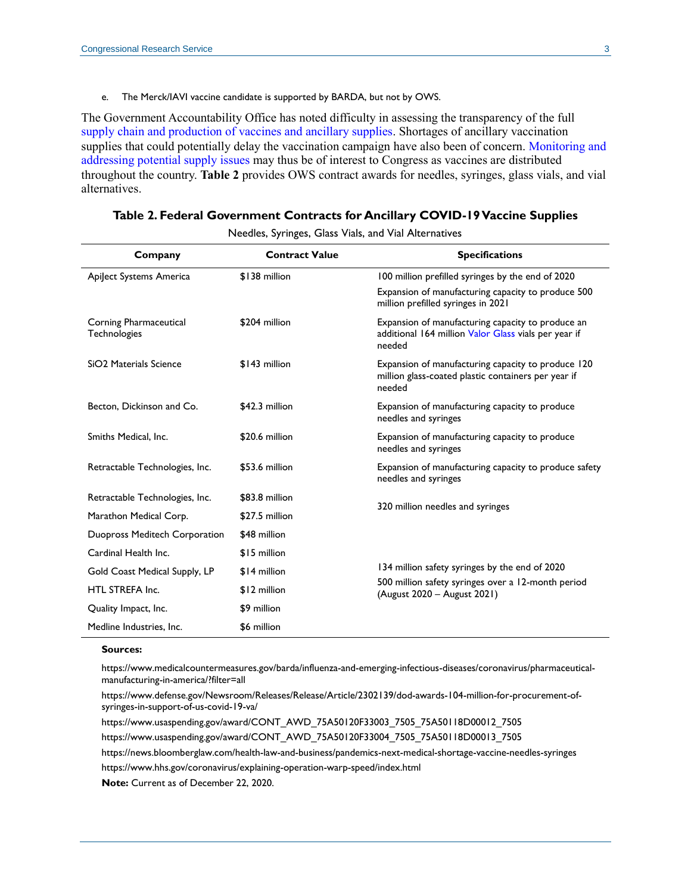e. The Merck/IAVI vaccine candidate is supported by BARDA, but not by OWS.

The Government Accountability Office has noted difficulty in assessing the transparency of the full supply chain and production of vaccines and ancillary supplies. Shortages of ancillary vaccination supplies that could potentially delay the vaccination campaign have also been of concern. Monitoring and addressing potential supply issues may thus be of interest to Congress as vaccines are distributed throughout the country. **Table 2** provides OWS contract awards for needles, syringes, glass vials, and vial alternatives.

**Table 2. Federal Government Contracts for Ancillary COVID-19 Vaccine Supplies**

Needles, Syringes, Glass Vials, and Vial Alternatives

| Company | Contract Value | Specifications |
|---|---|---|
| ApiJect Systems America | $138 million | 100 million prefilled syringes by the end of 2020<br>Expansion of manufacturing capacity to produce 500 million prefilled syringes in 2021 |
| Corning Pharmaceutical Technologies | $204 million | Expansion of manufacturing capacity to produce an additional 164 million Valor Glass vials per year if needed |
| SiO2 Materials Science | $143 million | Expansion of manufacturing capacity to produce 120 million glass-coated plastic containers per year if needed |
| Becton, Dickinson and Co. | $42.3 million | Expansion of manufacturing capacity to produce needles and syringes |
| Smiths Medical, Inc. | $20.6 million | Expansion of manufacturing capacity to produce needles and syringes |
| Retractable Technologies, Inc. | $53.6 million | Expansion of manufacturing capacity to produce safety needles and syringes |
| Retractable Technologies, Inc. | $83.8 million | 320 million needles and syringes |
| Marathon Medical Corp. | $27.5 million | |
| Duopross Meditech Corporation | $48 million | 134 million safety syringes by the end of 2020<br>500 million safety syringes over a 12-month period (August 2020 – August 2021) |
| Cardinal Health Inc. | $15 million | |
| Gold Coast Medical Supply, LP | $14 million | |
| HTL STREFA Inc. | $12 million | |
| Quality Impact, Inc. | $9 million | |
| Medline Industries, Inc. | $6 million | |

**Sources:**

https://www.medicalcountermeasures.gov/barda/influenza-and-emerging-infectious-diseases/coronavirus/pharmaceutical-manufacturing-in-america/?filter=all

https://www.defense.gov/Newsroom/Releases/Release/Article/2302139/dod-awards-104-million-for-procurement-of-syringes-in-support-of-us-covid-19-va/

https://www.usaspending.gov/award/CONT_AWD_75A50120F33003_7505_75A50118D00012_7505

https://www.usaspending.gov/award/CONT_AWD_75A50120F33004_7505_75A50118D00013_7505

https://news.bloomberglaw.com/health-law-and-business/pandemics-next-medical-shortage-vaccine-needles-syringes

https://www.hhs.gov/coronavirus/explaining-operation-warp-speed/index.html

**Note:** Current as of December 22, 2020.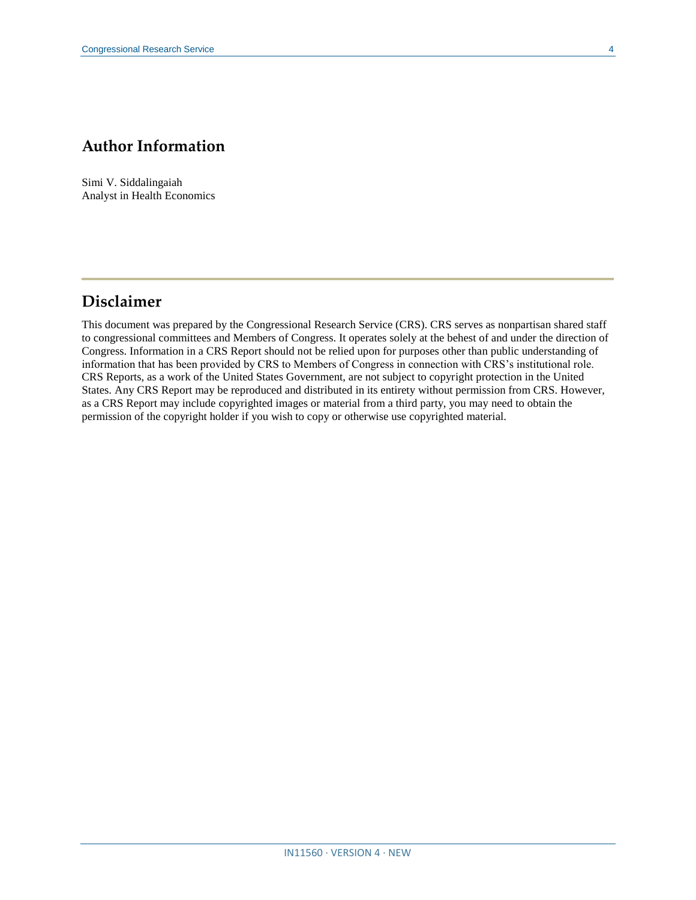## Author Information

Simi V. Siddalingaiah
Analyst in Health Economics

## Disclaimer

This document was prepared by the Congressional Research Service (CRS). CRS serves as nonpartisan shared staff to congressional committees and Members of Congress. It operates solely at the behest of and under the direction of Congress. Information in a CRS Report should not be relied upon for purposes other than public understanding of information that has been provided by CRS to Members of Congress in connection with CRS's institutional role. CRS Reports, as a work of the United States Government, are not subject to copyright protection in the United States. Any CRS Report may be reproduced and distributed in its entirety without permission from CRS. However, as a CRS Report may include copyrighted images or material from a third party, you may need to obtain the permission of the copyright holder if you wish to copy or otherwise use copyrighted material.

IN11560 · VERSION 4 · NEW